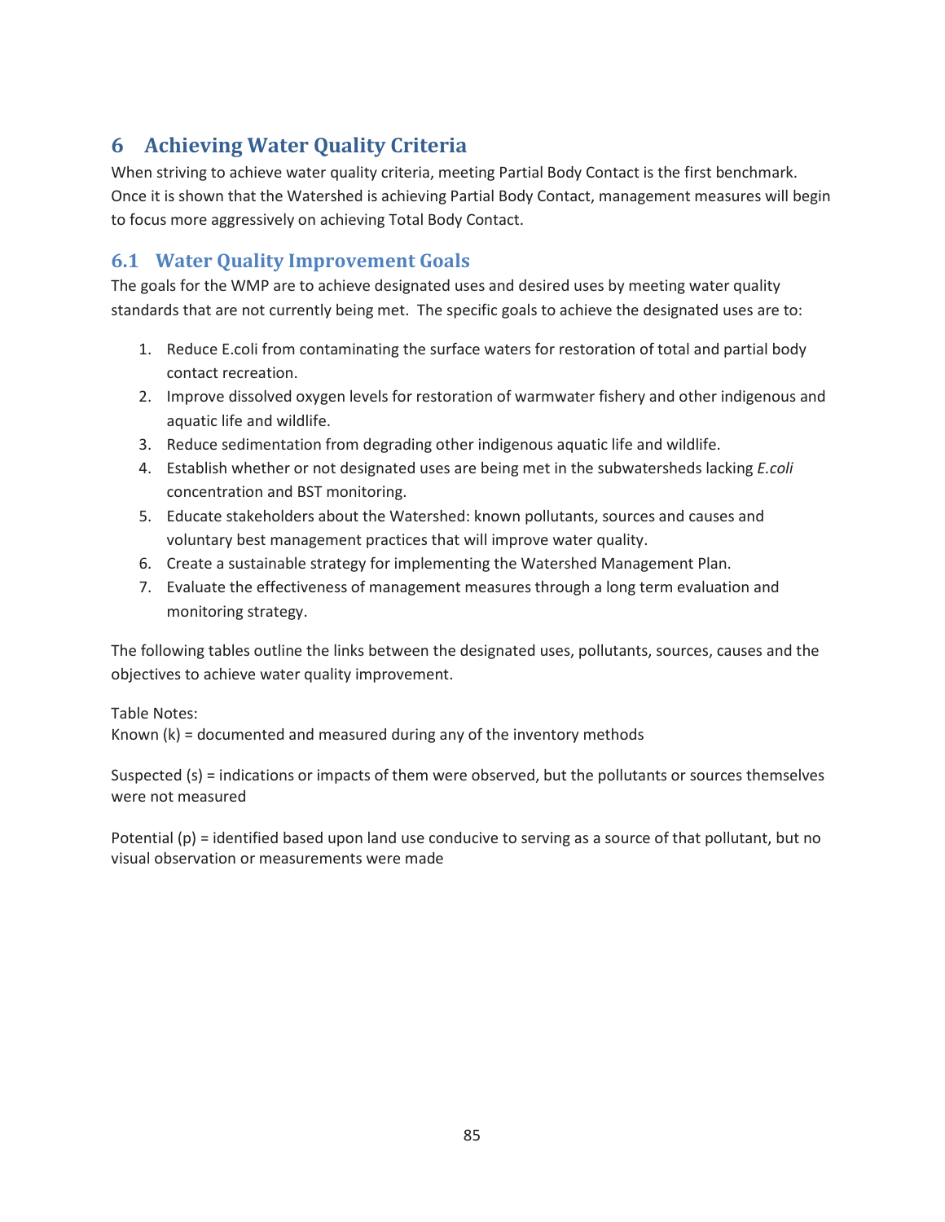# 6 Achieving Water Quality Criteria

When striving to achieve water quality criteria, meeting Partial Body Contact is the first benchmark. Once it is shown that the Watershed is achieving Partial Body Contact, management measures will begin to focus more aggressively on achieving Total Body Contact.

## 6.1 Water Quality Improvement Goals

The goals for the WMP are to achieve designated uses and desired uses by meeting water quality standards that are not currently being met. The specific goals to achieve the designated uses are to:

1. Reduce E.coli from contaminating the surface waters for restoration of total and partial body contact recreation.
2. Improve dissolved oxygen levels for restoration of warmwater fishery and other indigenous and aquatic life and wildlife.
3. Reduce sedimentation from degrading other indigenous aquatic life and wildlife.
4. Establish whether or not designated uses are being met in the subwatersheds lacking *E.coli* concentration and BST monitoring.
5. Educate stakeholders about the Watershed: known pollutants, sources and causes and voluntary best management practices that will improve water quality.
6. Create a sustainable strategy for implementing the Watershed Management Plan.
7. Evaluate the effectiveness of management measures through a long term evaluation and monitoring strategy.

The following tables outline the links between the designated uses, pollutants, sources, causes and the objectives to achieve water quality improvement.

Table Notes:
Known (k) = documented and measured during any of the inventory methods

Suspected (s) = indications or impacts of them were observed, but the pollutants or sources themselves were not measured

Potential (p) = identified based upon land use conducive to serving as a source of that pollutant, but no visual observation or measurements were made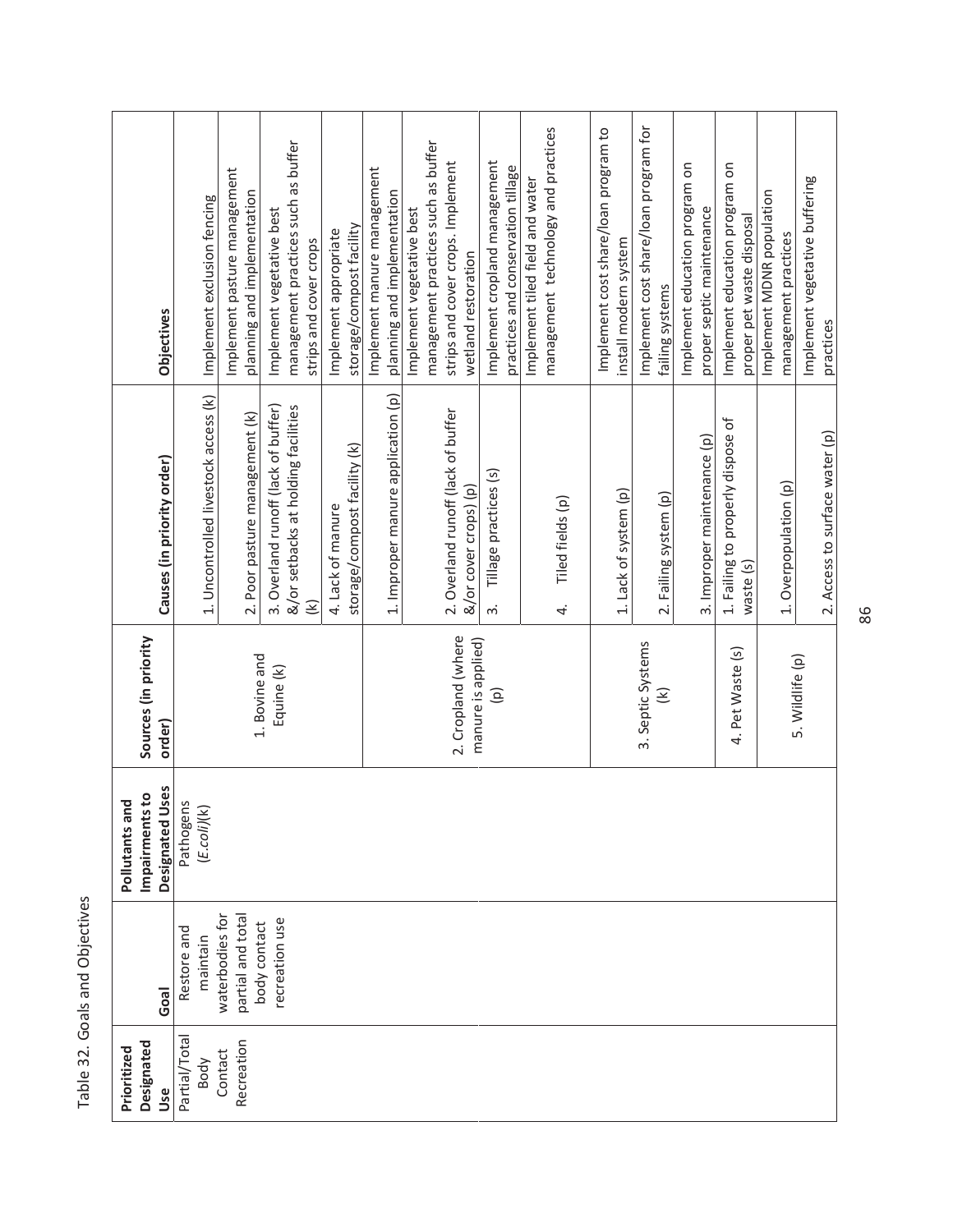Table 32. Goals and Objectives

| Prioritized Designated Use | Goal | Pollutants and Impairments to Designated Uses | Sources (in priority order) | Causes (in priority order) | Objectives |
|---|---|---|---|---|---|
| Partial/Total Body Contact Recreation | Restore and maintain waterbodies for partial and total body contact recreation use | Pathogens (*E.coli*)(k) | 1. Bovine and Equine (k) | 1. Uncontrolled livestock access (k) | Implement exclusion fencing |
| | | | | 2. Poor pasture management (k) | Implement pasture management planning and implementation |
| | | | | 3. Overland runoff (lack of buffer) &/or setbacks at holding facilities (k) | Implement vegetative best management practices such as buffer strips and cover crops |
| | | | | 4. Lack of manure storage/compost facility (k) | Implement appropriate storage/compost facility |
| | | | 2. Cropland (where manure is applied) (p) | 1. Improper manure application (p) | Implement manure management planning and implementation |
| | | | | 2. Overland runoff (lack of buffer &/or cover crops) (p) | Implement vegetative best management practices such as buffer strips and cover crops. Implement wetland restoration |
| | | | | 3. Tillage practices (s) | Implement cropland management practices and conservation tillage |
| | | | | 4. Tiled fields (p) | Implement tiled field and water management technology and practices |
| | | | 3. Septic Systems (k) | 1. Lack of system (p) | Implement cost share/loan program to install modern system |
| | | | | 2. Failing system (p) | Implement cost share/loan program for failing systems |
| | | | | 3. Improper maintenance (p) | Implement education program on proper septic maintenance |
| | | | 4. Pet Waste (s) | 1. Failing to properly dispose of waste (s) | Implement education program on proper pet waste disposal |
| | | | 5. Wildlife (p) | 1. Overpopulation (p) | Implement MDNR population management practices |
| | | | | 2. Access to surface water (p) | Implement vegetative buffering practices |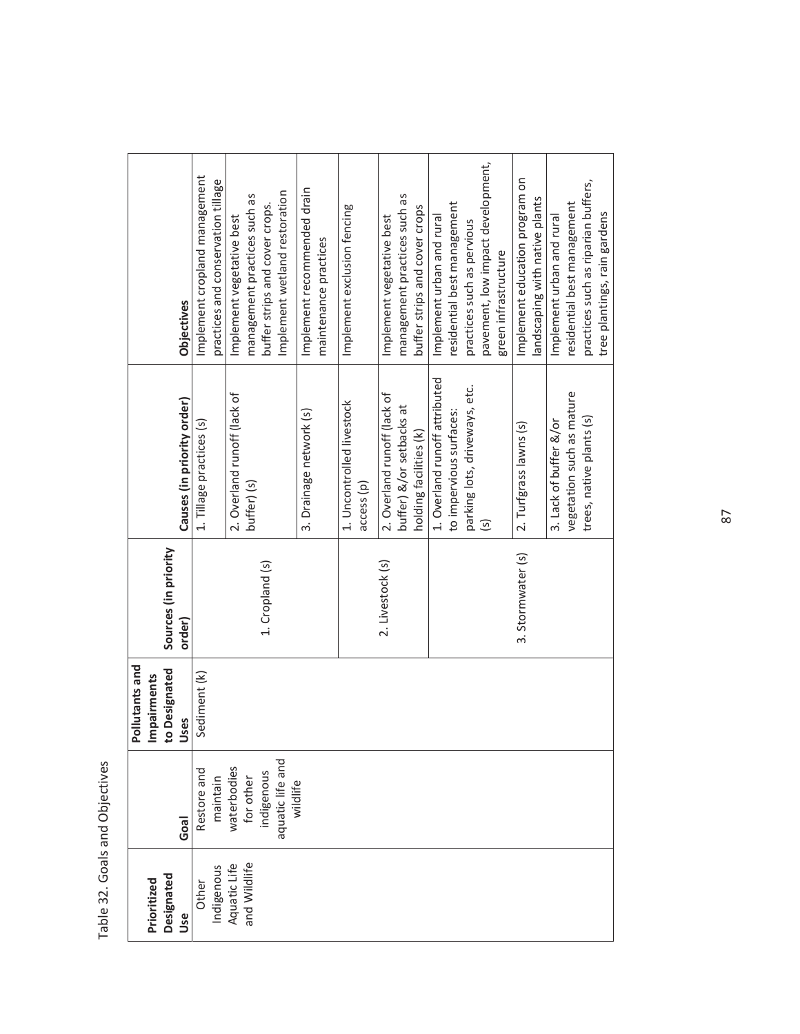Table 32. Goals and Objectives

| Prioritized Designated Use | Goal | Pollutants and Impairments to Designated Uses | Sources (in priority order) | Causes (in priority order) | Objectives |
|---|---|---|---|---|---|
| Other Indigenous Aquatic Life and Wildlife | Restore and maintain waterbodies for other indigenous aquatic life and wildlife | Sediment (k) | 1. Cropland (s) | 1. Tillage practices (s) | Implement cropland management practices and conservation tillage |
| | | | | 2. Overland runoff (lack of buffer) (s) | Implement vegetative best management practices such as buffer strips and cover crops. Implement wetland restoration |
| | | | | 3. Drainage network (s) | Implement recommended drain maintenance practices |
| | | | 2. Livestock (s) | 1. Uncontrolled livestock access (p) | Implement exclusion fencing |
| | | | | 2. Overland runoff (lack of buffer) &/or setbacks at holding facilities (k) | Implement vegetative best management practices such as buffer strips and cover crops |
| | | | 3. Stormwater (s) | 1. Overland runoff attributed to impervious surfaces: parking lots, driveways, etc. (s) | Implement urban and rural residential best management practices such as pervious pavement, low impact development, green infrastructure |
| | | | | 2. Turfgrass lawns (s) | Implement education program on landscaping with native plants |
| | | | | 3. Lack of buffer &/or vegetation such as mature trees, native plants (s) | Implement urban and rural residential best management practices such as riparian buffers, tree plantings, rain gardens |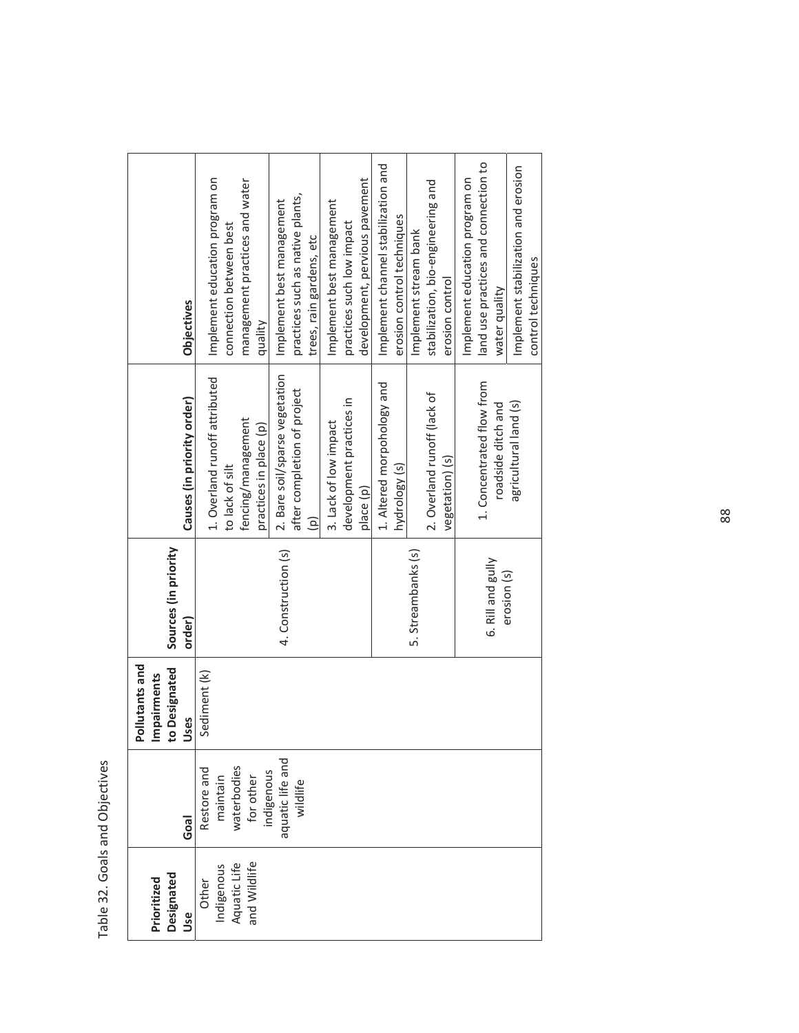Table 32. Goals and Objectives

| Prioritized Designated Use | Goal | Pollutants and Impairments to Designated Uses | Sources (in priority order) | Causes (in priority order) | Objectives |
|---|---|---|---|---|---|
| Other Indigenous Aquatic Life and Wildlife | Restore and maintain waterbodies for other indigenous aquatic life and wildlife | Sediment (k) | 4. Construction (s) | 1. Overland runoff attributed to lack of silt fencing/management practices in place (p) | Implement education program on connection between best management practices and water quality |
| | | | | 2. Bare soil/sparse vegetation after completion of project (p) | Implement best management practices such as native plants, trees, rain gardens, etc |
| | | | | 3. Lack of low impact development practices in place (p) | Implement best management practices such low impact development, pervious pavement |
| | | | 5. Streambanks (s) | 1. Altered morpohology and hydrology (s) | Implement channel stabilization and erosion control techniques |
| | | | | 2. Overland runoff (lack of vegetation) (s) | Implement stream bank stabilization, bio-engineering and erosion control |
| | | | 6. Rill and gully erosion (s) | 1. Concentrated flow from roadside ditch and agricultural land (s) | Implement education program on land use practices and connection to water quality |
| | | | | | Implement stabilization and erosion control techniques |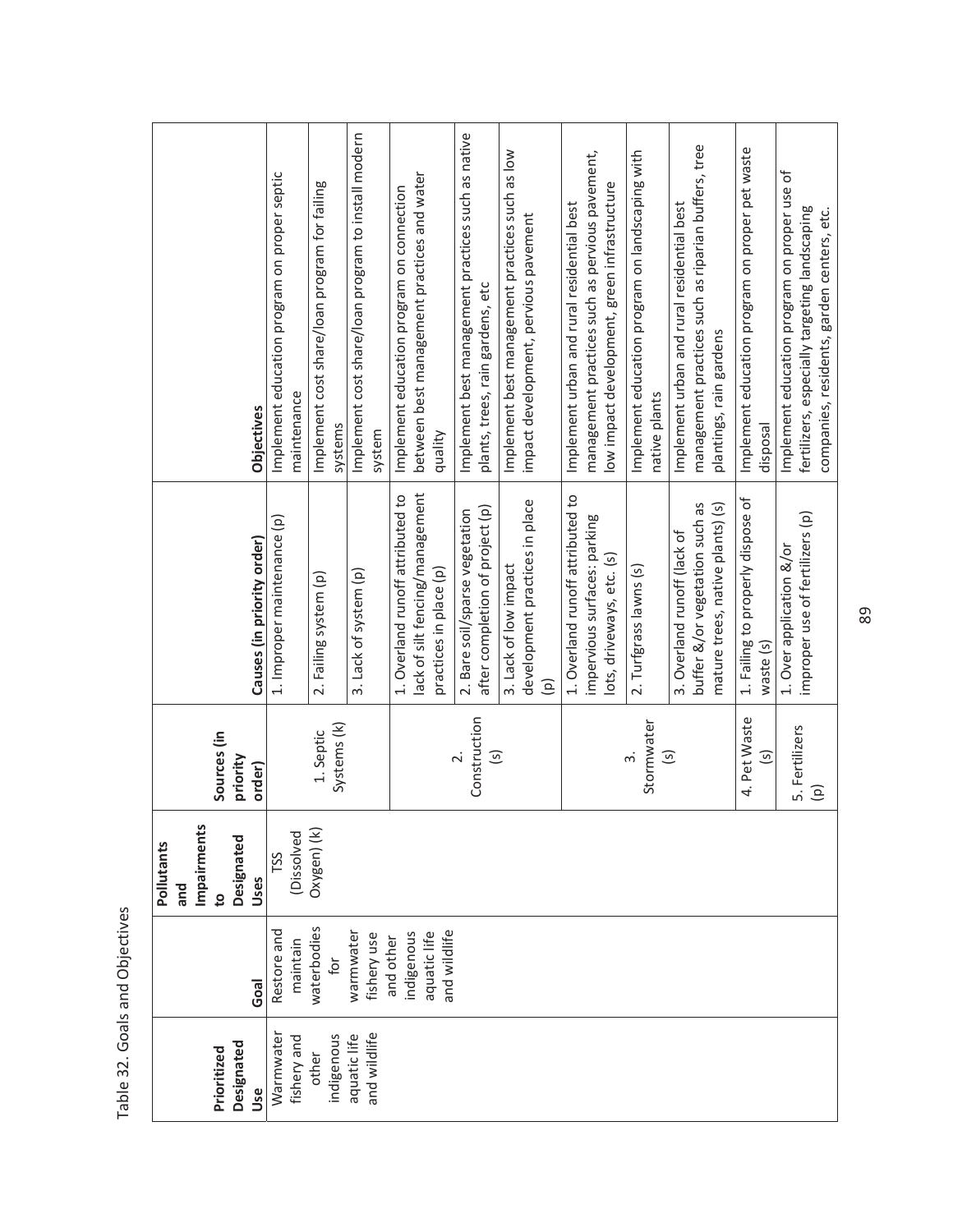Table 32. Goals and Objectives

| Prioritized Designated Use | Goal | Pollutants and Impairments to Designated Uses | Sources (in priority order) | Causes (in priority order) | Objectives |
|---|---|---|---|---|---|
| Warmwater fishery and other indigenous aquatic life and wildlife | Restore and maintain waterbodies for warmwater fishery use and other indigenous aquatic life and wildlife | TSS (Dissolved Oxygen) (k) | 1. Septic Systems (k) | 1. Improper maintenance (p) | Implement education program on proper septic maintenance |
| | | | | 2. Failing system (p) | Implement cost share/loan program for failing systems |
| | | | | 3. Lack of system (p) | Implement cost share/loan program to install modern system |
| | | | 2. Construction (s) | 1. Overland runoff attributed to lack of silt fencing/management practices in place (p) | Implement education program on connection between best management practices and water quality |
| | | | | 2. Bare soil/sparse vegetation after completion of project (p) | Implement best management practices such as native plants, trees, rain gardens, etc |
| | | | | 3. Lack of low impact development practices in place (p) | Implement best management practices such as low impact development, pervious pavement |
| | | | 3. Stormwater (s) | 1. Overland runoff attributed to impervious surfaces: parking lots, driveways, etc. (s) | Implement urban and rural residential best management practices such as pervious pavement, low impact development, green infrastructure |
| | | | | 2. Turfgrass lawns (s) | Implement education program on landscaping with native plants |
| | | | | 3. Overland runoff (lack of buffer &/or vegetation such as mature trees, native plants) (s) | Implement urban and rural residential best management practices such as riparian buffers, tree plantings, rain gardens |
| | | | 4. Pet Waste (s) | 1. Failing to properly dispose of waste (s) | Implement education program on proper pet waste disposal |
| | | | 5. Fertilizers (p) | 1. Over application &/or improper use of fertilizers (p) | Implement education program on proper use of fertilizers, especially targeting landscaping companies, residents, garden centers, etc. |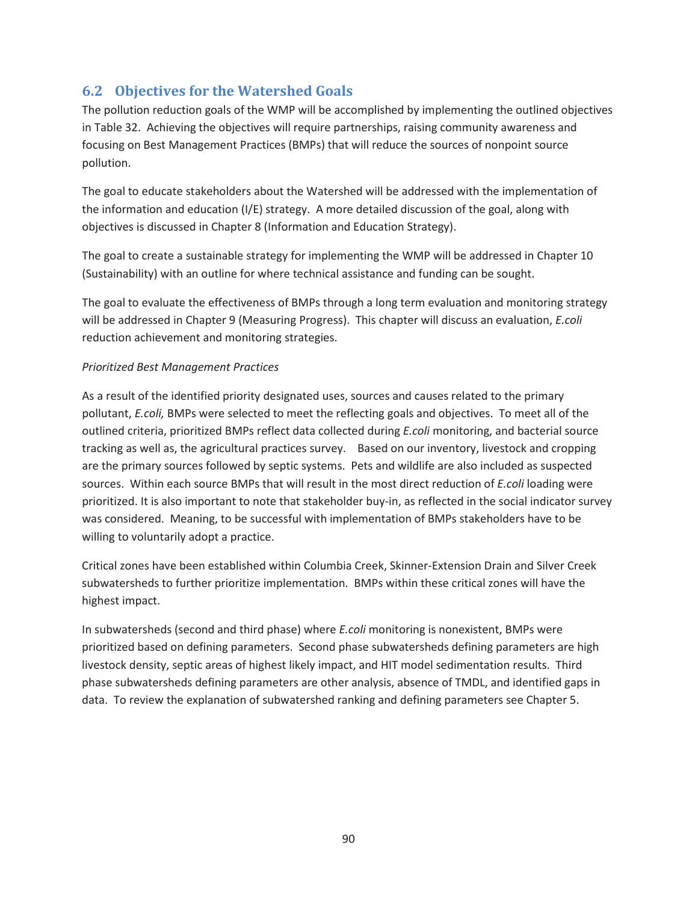## 6.2 Objectives for the Watershed Goals

The pollution reduction goals of the WMP will be accomplished by implementing the outlined objectives in Table 32. Achieving the objectives will require partnerships, raising community awareness and focusing on Best Management Practices (BMPs) that will reduce the sources of nonpoint source pollution.

The goal to educate stakeholders about the Watershed will be addressed with the implementation of the information and education (I/E) strategy. A more detailed discussion of the goal, along with objectives is discussed in Chapter 8 (Information and Education Strategy).

The goal to create a sustainable strategy for implementing the WMP will be addressed in Chapter 10 (Sustainability) with an outline for where technical assistance and funding can be sought.

The goal to evaluate the effectiveness of BMPs through a long term evaluation and monitoring strategy will be addressed in Chapter 9 (Measuring Progress). This chapter will discuss an evaluation, *E.coli* reduction achievement and monitoring strategies.

*Prioritized Best Management Practices*

As a result of the identified priority designated uses, sources and causes related to the primary pollutant, *E.coli,* BMPs were selected to meet the reflecting goals and objectives. To meet all of the outlined criteria, prioritized BMPs reflect data collected during *E.coli* monitoring, and bacterial source tracking as well as, the agricultural practices survey. Based on our inventory, livestock and cropping are the primary sources followed by septic systems. Pets and wildlife are also included as suspected sources. Within each source BMPs that will result in the most direct reduction of *E.coli* loading were prioritized. It is also important to note that stakeholder buy-in, as reflected in the social indicator survey was considered. Meaning, to be successful with implementation of BMPs stakeholders have to be willing to voluntarily adopt a practice.

Critical zones have been established within Columbia Creek, Skinner-Extension Drain and Silver Creek subwatersheds to further prioritize implementation. BMPs within these critical zones will have the highest impact.

In subwatersheds (second and third phase) where *E.coli* monitoring is nonexistent, BMPs were prioritized based on defining parameters. Second phase subwatersheds defining parameters are high livestock density, septic areas of highest likely impact, and HIT model sedimentation results. Third phase subwatersheds defining parameters are other analysis, absence of TMDL, and identified gaps in data. To review the explanation of subwatershed ranking and defining parameters see Chapter 5.